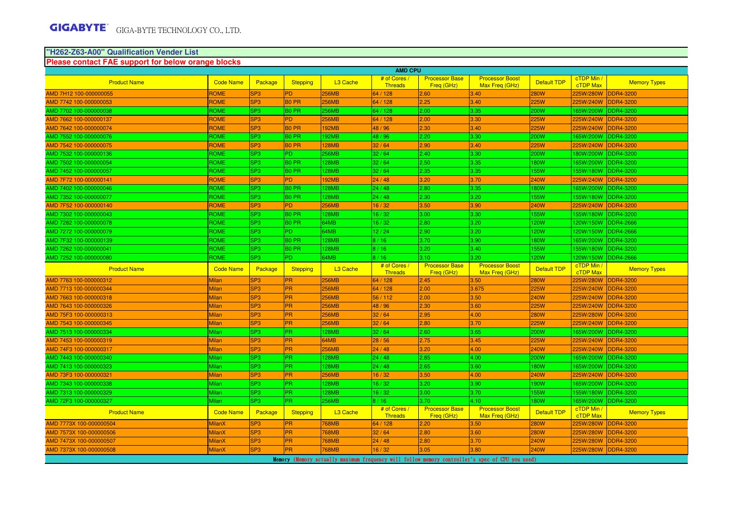GIGABYTE GIGA-BYTE TECHNOLOGY CO., LTD.

## "H262-Z63-A00" Qualification Vender List

**Please contact FAE support for below orange blocks**

| AMD CPU | | | | | | | | | | |
|---|---|---|---|---|---|---|---|---|---|---|
| Product Name | Code Name | Package | Stepping | L3 Cache | # of Cores / Threads | Processor Base Freq (GHz) | Processor Boost Max Freq (GHz) | Default TDP | cTDP Min / cTDP Max | Memory Types |
| AMD 7H12 100-000000055 | ROME | SP3 | PD | 256MB | 64 / 128 | 2.60 | 3.40 | 280W | 225W/280W | DDR4-3200 |
| AMD 7742 100-000000053 | ROME | SP3 | B0 PR | 256MB | 64 / 128 | 2.25 | 3.40 | 225W | 225W/240W | DDR4-3200 |
| AMD 7702 100-000000038 | ROME | SP3 | B0 PR | 256MB | 64 / 128 | 2.00 | 3.35 | 200W | 165W/200W | DDR4-3200 |
| AMD 7662 100-000000137 | ROME | SP3 | PD | 256MB | 64 / 128 | 2.00 | 3.30 | 225W | 225W/240W | DDR4-3200 |
| AMD 7642 100-000000074 | ROME | SP3 | B0 PR | 192MB | 48 / 96 | 2.30 | 3.40 | 225W | 225W/240W | DDR4-3200 |
| AMD 7552 100-000000076 | ROME | SP3 | B0 PR | 192MB | 48 / 96 | 2.20 | 3.30 | 200W | 165W/200W | DDR4-3200 |
| AMD 7542 100-000000075 | ROME | SP3 | B0 PR | 128MB | 32 / 64 | 2.90 | 3.40 | 225W | 225W/240W | DDR4-3200 |
| AMD 7532 100-000000136 | ROME | SP3 | PD | 256MB | 32 / 64 | 2.40 | 3.30 | 200W | 180W/200W | DDR4-3200 |
| AMD 7502 100-000000054 | ROME | SP3 | B0 PR | 128MB | 32 / 64 | 2.50 | 3.35 | 180W | 165W/200W | DDR4-3200 |
| AMD 7452 100-000000057 | ROME | SP3 | B0 PR | 128MB | 32 / 64 | 2.35 | 3.35 | 155W | 155W/180W | DDR4-3200 |
| AMD 7F72 100-000000141 | ROME | SP3 | PD | 192MB | 24 / 48 | 3.20 | 3.70 | 240W | 225W/240W | DDR4-3200 |
| AMD 7402 100-000000046 | ROME | SP3 | B0 PR | 128MB | 24 / 48 | 2.80 | 3.35 | 180W | 165W/200W | DDR4-3200 |
| AMD 7352 100-000000077 | ROME | SP3 | B0 PR | 128MB | 24 / 48 | 2.30 | 3.20 | 155W | 155W/180W | DDR4-3200 |
| AMD 7F52 100-000000140 | ROME | SP3 | PD | 256MB | 16 / 32 | 3.50 | 3.90 | 240W | 225W/240W | DDR4-3200 |
| AMD 7302 100-000000043 | ROME | SP3 | B0 PR | 128MB | 16 / 32 | 3.00 | 3.30 | 155W | 155W/180W | DDR4-3200 |
| AMD 7282 100-000000078 | ROME | SP3 | B0 PR | 64MB | 16 / 32 | 2.80 | 3.20 | 120W | 120W/150W | DDR4-2666 |
| AMD 7272 100-000000079 | ROME | SP3 | PD | 64MB | 12 / 24 | 2.90 | 3.20 | 120W | 120W/150W | DDR4-2666 |
| AMD 7F32 100-000000139 | ROME | SP3 | B0 PR | 128MB | 8 / 16 | 3.70 | 3.90 | 180W | 165W/200W | DDR4-3200 |
| AMD 7262 100-000000041 | ROME | SP3 | B0 PR | 128MB | 8 / 16 | 3.20 | 3.40 | 155W | 155W/180W | DDR4-3200 |
| AMD 7252 100-000000080 | ROME | SP3 | PD | 64MB | 8 / 16 | 3.10 | 3.20 | 120W | 120W/150W | DDR4-2666 |
| Product Name | Code Name | Package | Stepping | L3 Cache | # of Cores / Threads | Processor Base Freq (GHz) | Processor Boost Max Freq (GHz) | Default TDP | cTDP Min / cTDP Max | Memory Types |
| AMD 7763 100-000000312 | Milan | SP3 | PR | 256MB | 64 / 128 | 2.45 | 3.50 | 280W | 225W/280W | DDR4-3200 |
| AMD 7713 100-000000344 | Milan | SP3 | PR | 256MB | 64 / 128 | 2.00 | 3.675 | 225W | 225W/240W | DDR4-3200 |
| AMD 7663 100-000000318 | Milan | SP3 | PR | 256MB | 56 / 112 | 2.00 | 3.50 | 240W | 225W/240W | DDR4-3200 |
| AMD 7643 100-000000326 | Milan | SP3 | PR | 256MB | 48 / 96 | 2.30 | 3.60 | 225W | 225W/240W | DDR4-3200 |
| AMD 75F3 100-000000313 | Milan | SP3 | PR | 256MB | 32 / 64 | 2.95 | 4.00 | 280W | 225W/280W | DDR4-3200 |
| AMD 7543 100-000000345 | Milan | SP3 | PR | 256MB | 32 / 64 | 2.80 | 3.70 | 225W | 225W/240W | DDR4-3200 |
| AMD 7513 100-000000334 | Milan | SP3 | PR | 128MB | 32 / 64 | 2.60 | 3.65 | 200W | 165W/200W | DDR4-3200 |
| AMD 7453 100-000000319 | Milan | SP3 | PR | 64MB | 28 / 56 | 2.75 | 3.45 | 225W | 225W/240W | DDR4-3200 |
| AMD 74F3 100-000000317 | Milan | SP3 | PR | 256MB | 24 / 48 | 3.20 | 4.00 | 240W | 225W/240W | DDR4-3200 |
| AMD 7443 100-000000340 | Milan | SP3 | PR | 128MB | 24 / 48 | 2.85 | 4.00 | 200W | 165W/200W | DDR4-3200 |
| AMD 7413 100-000000323 | Milan | SP3 | PR | 128MB | 24 / 48 | 2.65 | 3.60 | 180W | 165W/200W | DDR4-3200 |
| AMD 73F3 100-000000321 | Milan | SP3 | PR | 256MB | 16 / 32 | 3.50 | 4.00 | 240W | 225W/240W | DDR4-3200 |
| AMD 7343 100-000000338 | Milan | SP3 | PR | 128MB | 16 / 32 | 3.20 | 3.90 | 190W | 165W/200W | DDR4-3200 |
| AMD 7313 100-000000329 | Milan | SP3 | PR | 128MB | 16 / 32 | 3.00 | 3.70 | 155W | 155W/180W | DDR4-3200 |
| AMD 72F3 100-000000327 | Milan | SP3 | PR | 256MB | 8 / 16 | 3.70 | 4.10 | 180W | 165W/200W | DDR4-3200 |
| Product Name | Code Name | Package | Stepping | L3 Cache | # of Cores / Threads | Processor Base Freq (GHz) | Processor Boost Max Freq (GHz) | Default TDP | cTDP Min / cTDP Max | Memory Types |
| AMD 7773X 100-000000504 | MilanX | SP3 | PR | 768MB | 64 / 128 | 2.20 | 3.50 | 280W | 225W/280W | DDR4-3200 |
| AMD 7573X 100-000000506 | MilanX | SP3 | PR | 768MB | 32 / 64 | 2.80 | 3.60 | 280W | 225W/280W | DDR4-3200 |
| AMD 7473X 100-000000507 | MilanX | SP3 | PR | 768MB | 24 / 48 | 2.80 | 3.70 | 240W | 225W/280W | DDR4-3200 |
| AMD 7373X 100-000000508 | MilanX | SP3 | PR | 768MB | 16 / 32 | 3.05 | 3.80 | 240W | 225W/280W | DDR4-3200 |

Memory (Memory actually maximum frequency will follow memory controller's spec of CPU you used)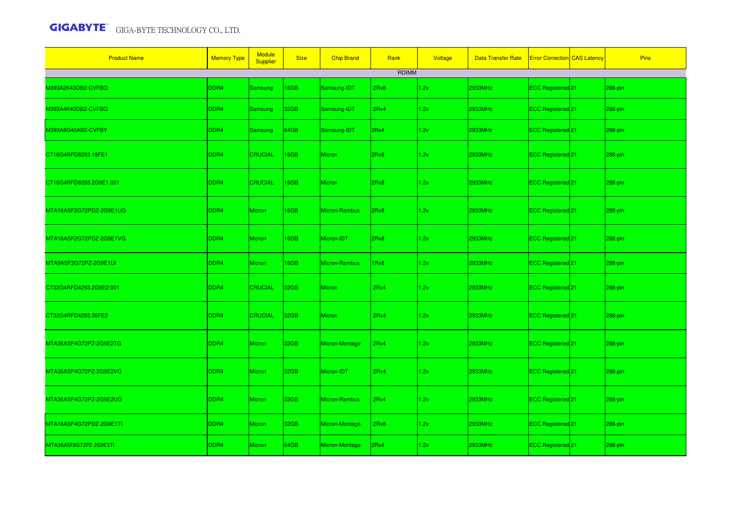| Product Name | Memory Type | Module Supplier | Size | Chip Brand | Rank | Voltage | Data Transfer Rate | Error Correction | CAS Latency | Pins |
|---|---|---|---|---|---|---|---|---|---|---|
| RDIMM | | | | | | | | | | |
| M393A2K43DB2-CVFBQ | DDR4 | Samsung | 16GB | Samsung-IDT | 2Rx8 | 1.2v | 2933MHz | ECC Registered | 21 | 288-pin |
| M393A4K40DB2-CVFBQ | DDR4 | Samsung | 32GB | Samsung-IDT | 2Rx4 | 1.2v | 2933MHz | ECC Registered | 21 | 288-pin |
| M393A8G40AB2-CVFBY | DDR4 | Samsung | 64GB | Samsung-IDT | 2Rx4 | 1.2v | 2933MHz | ECC Registered | 21 | 288-pin |
| CT16G4RFD8293.18FE1 | DDR4 | CRUCIAL | 16GB | Micron | 2Rx8 | 1.2v | 2933MHz | ECC Registered | 21 | 288-pin |
| CT16G4RFD8293.2G9E1.001 | DDR4 | CRUCIAL | 16GB | Micron | 2Rx8 | 1.2v | 2933MHz | ECC Registered | 21 | 288-pin |
| MTA18ASF2G72PDZ-2G9E1UG | DDR4 | Micron | 16GB | Micron-Rambus | 2Rx8 | 1.2v | 2933MHz | ECC Registered | 21 | 288-pin |
| MTA18ASF2G72PDZ-2G9E1VG | DDR4 | Micron | 16GB | Micron-IDT | 2Rx8 | 1.2v | 2933MHz | ECC Registered | 21 | 288-pin |
| MTA9ASF2G72PZ-2G9E1UI | DDR4 | Micron | 16GB | Micron-Rambus | 1Rx8 | 1.2v | 2933MHz | ECC Registered | 21 | 288-pin |
| CT32G4RFD4293.2G9E2.001 | DDR4 | CRUCIAL | 32GB | Micron | 2Rx4 | 1.2v | 2933MHz | ECC Registered | 21 | 288-pin |
| CT32G4RFD4293.36FE2 | DDR4 | CRUCIAL | 32GB | Micron | 2Rx4 | 1.2v | 2933MHz | ECC Registered | 21 | 288-pin |
| MTA36ASF4G72PZ-2G9E2TG | DDR4 | Micron | 32GB | Micron-Montage | 2Rx4 | 1.2v | 2933MHz | ECC Registered | 21 | 288-pin |
| MTA36ASF4G72PZ-2G9E2VG | DDR4 | Micron | 32GB | Micron-IDT | 2Rx4 | 1.2v | 2933MHz | ECC Registered | 21 | 288-pin |
| MTA36ASF4G72PZ-2G9E2UG | DDR4 | Micron | 32GB | Micron-Rambus | 2Rx4 | 1.2v | 2933MHz | ECC Registered | 21 | 288-pin |
| MTA18ASF4G72PDZ-2G9E1TI | DDR4 | Micron | 32GB | Micron-Montage | 2Rx8 | 1.2v | 2933MHz | ECC Registered | 21 | 288-pin |
| MTA36ASF8G72PZ-2G9E1TI | DDR4 | Micron | 64GB | Micron-Montage | 2Rx4 | 1.2v | 2933MHz | ECC Registered | 21 | 288-pin |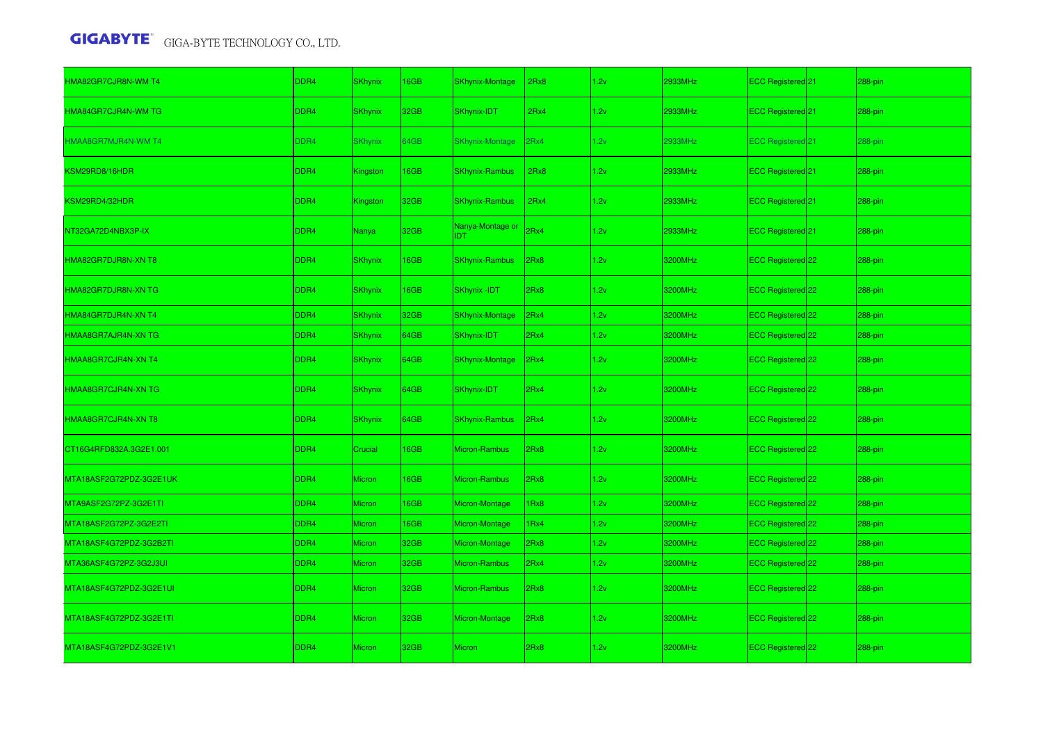| | | | | | | | | | | |
|---|---|---|---|---|---|---|---|---|---|---|
| HMA82GR7CJR8N-WM T4 | DDR4 | SKhynix | 16GB | SKhynix-Montage | 2Rx8 | 1.2v | 2933MHz | ECC Registered | 21 | 288-pin |
| HMA84GR7CJR4N-WM TG | DDR4 | SKhynix | 32GB | SKhynix-IDT | 2Rx4 | 1.2v | 2933MHz | ECC Registered | 21 | 288-pin |
| HMAA8GR7MJR4N-WM T4 | DDR4 | SKhynix | 64GB | SKhynix-Montage | 2Rx4 | 1.2v | 2933MHz | ECC Registered | 21 | 288-pin |
| KSM29RD8/16HDR | DDR4 | Kingston | 16GB | SKhynix-Rambus | 2Rx8 | 1.2v | 2933MHz | ECC Registered | 21 | 288-pin |
| KSM29RD4/32HDR | DDR4 | Kingston | 32GB | SKhynix-Rambus | 2Rx4 | 1.2v | 2933MHz | ECC Registered | 21 | 288-pin |
| NT32GA72D4NBX3P-IX | DDR4 | Nanya | 32GB | Nanya-Montage or IDT | 2Rx4 | 1.2v | 2933MHz | ECC Registered | 21 | 288-pin |
| HMA82GR7DJR8N-XN T8 | DDR4 | SKhynix | 16GB | SKhynix-Rambus | 2Rx8 | 1.2v | 3200MHz | ECC Registered | 22 | 288-pin |
| HMA82GR7DJR8N-XN TG | DDR4 | SKhynix | 16GB | SKhynix -IDT | 2Rx8 | 1.2v | 3200MHz | ECC Registered | 22 | 288-pin |
| HMA84GR7DJR4N-XN T4 | DDR4 | SKhynix | 32GB | SKhynix-Montage | 2Rx4 | 1.2v | 3200MHz | ECC Registered | 22 | 288-pin |
| HMAA8GR7AJR4N-XN TG | DDR4 | SKhynix | 64GB | SKhynix-IDT | 2Rx4 | 1.2v | 3200MHz | ECC Registered | 22 | 288-pin |
| HMAA8GR7CJR4N-XN T4 | DDR4 | SKhynix | 64GB | SKhynix-Montage | 2Rx4 | 1.2v | 3200MHz | ECC Registered | 22 | 288-pin |
| HMAA8GR7CJR4N-XN TG | DDR4 | SKhynix | 64GB | SKhynix-IDT | 2Rx4 | 1.2v | 3200MHz | ECC Registered | 22 | 288-pin |
| HMAA8GR7CJR4N-XN T8 | DDR4 | SKhynix | 64GB | SKhynix-Rambus | 2Rx4 | 1.2v | 3200MHz | ECC Registered | 22 | 288-pin |
| CT16G4RFD832A.3G2E1.001 | DDR4 | Crucial | 16GB | Micron-Rambus | 2Rx8 | 1.2v | 3200MHz | ECC Registered | 22 | 288-pin |
| MTA18ASF2G72PDZ-3G2E1UK | DDR4 | Micron | 16GB | Micron-Rambus | 2Rx8 | 1.2v | 3200MHz | ECC Registered | 22 | 288-pin |
| MTA9ASF2G72PZ-3G2E1TI | DDR4 | Micron | 16GB | Micron-Montage | 1Rx8 | 1.2v | 3200MHz | ECC Registered | 22 | 288-pin |
| MTA18ASF2G72PZ-3G2E2TI | DDR4 | Micron | 16GB | Micron-Montage | 1Rx4 | 1.2v | 3200MHz | ECC Registered | 22 | 288-pin |
| MTA18ASF4G72PDZ-3G2B2TI | DDR4 | Micron | 32GB | Micron-Montage | 2Rx8 | 1.2v | 3200MHz | ECC Registered | 22 | 288-pin |
| MTA36ASF4G72PZ-3G2J3UI | DDR4 | Micron | 32GB | Micron-Rambus | 2Rx4 | 1.2v | 3200MHz | ECC Registered | 22 | 288-pin |
| MTA18ASF4G72PDZ-3G2E1UI | DDR4 | Micron | 32GB | Micron-Rambus | 2Rx8 | 1.2v | 3200MHz | ECC Registered | 22 | 288-pin |
| MTA18ASF4G72PDZ-3G2E1TI | DDR4 | Micron | 32GB | Micron-Montage | 2Rx8 | 1.2v | 3200MHz | ECC Registered | 22 | 288-pin |
| MTA18ASF4G72PDZ-3G2E1V1 | DDR4 | Micron | 32GB | Micron | 2Rx8 | 1.2v | 3200MHz | ECC Registered | 22 | 288-pin |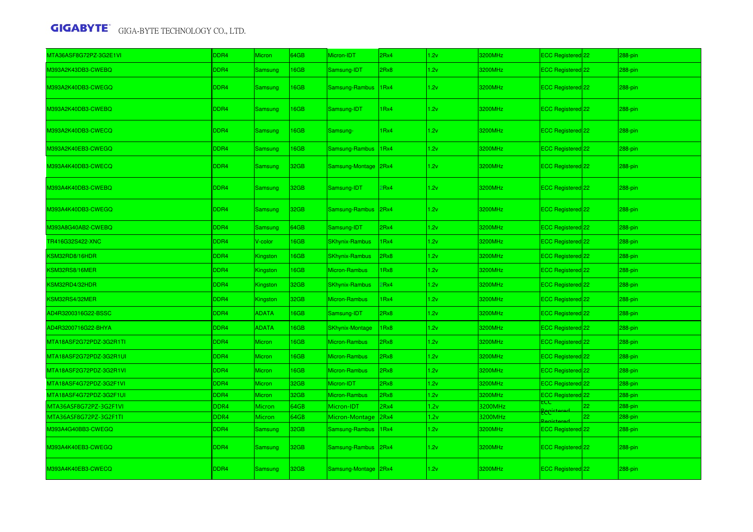| | | | | | | | | | | |
|---|---|---|---|---|---|---|---|---|---|---|
| MTA36ASF8G72PZ-3G2E1VI | DDR4 | Micron | 64GB | Micron-IDT | 2Rx4 | 1.2v | 3200MHz | ECC Registered | 22 | 288-pin |
| M393A2K43DB3-CWEBQ | DDR4 | Samsung | 16GB | Samsung-IDT | 2Rx8 | 1.2v | 3200MHz | ECC Registered | 22 | 288-pin |
| M393A2K40DB3-CWEGQ | DDR4 | Samsung | 16GB | Samsung-Rambus | 1Rx4 | 1.2v | 3200MHz | ECC Registered | 22 | 288-pin |
| M393A2K40DB3-CWEBQ | DDR4 | Samsung | 16GB | Samsung-IDT | 1Rx4 | 1.2v | 3200MHz | ECC Registered | 22 | 288-pin |
| M393A2K40DB3-CWECQ | DDR4 | Samsung | 16GB | Samsung- | 1Rx4 | 1.2v | 3200MHz | ECC Registered | 22 | 288-pin |
| M393A2K40EB3-CWEGQ | DDR4 | Samsung | 16GB | Samsung-Rambus | 1Rx4 | 1.2v | 3200MHz | ECC Registered | 22 | 288-pin |
| M393A4K40DB3-CWECQ | DDR4 | Samsung | 32GB | Samsung-Montage | 2Rx4 | 1.2v | 3200MHz | ECC Registered | 22 | 288-pin |
| M393A4K40DB3-CWEBQ | DDR4 | Samsung | 32GB | Samsung-IDT | 2Rx4 | 1.2v | 3200MHz | ECC Registered | 22 | 288-pin |
| M393A4K40DB3-CWEGQ | DDR4 | Samsung | 32GB | Samsung-Rambus | 2Rx4 | 1.2v | 3200MHz | ECC Registered | 22 | 288-pin |
| M393A8G40AB2-CWEBQ | DDR4 | Samsung | 64GB | Samsung-IDT | 2Rx4 | 1.2v | 3200MHz | ECC Registered | 22 | 288-pin |
| TR416G32S422-XNC | DDR4 | V-color | 16GB | SKhynix-Rambus | 1Rx4 | 1.2v | 3200MHz | ECC Registered | 22 | 288-pin |
| KSM32RD8/16HDR | DDR4 | Kingston | 16GB | SKhynix-Rambus | 2Rx8 | 1.2v | 3200MHz | ECC Registered | 22 | 288-pin |
| KSM32RS8/16MER | DDR4 | Kingston | 16GB | Micron-Rambus | 1Rx8 | 1.2v | 3200MHz | ECC Registered | 22 | 288-pin |
| KSM32RD4/32HDR | DDR4 | Kingston | 32GB | SKhynix-Rambus | 2Rx4 | 1.2v | 3200MHz | ECC Registered | 22 | 288-pin |
| KSM32RS4/32MER | DDR4 | Kingston | 32GB | Micron-Rambus | 1Rx4 | 1.2v | 3200MHz | ECC Registered | 22 | 288-pin |
| AD4R3200316G22-BSSC | DDR4 | ADATA | 16GB | Samsung-IDT | 2Rx8 | 1.2v | 3200MHz | ECC Registered | 22 | 288-pin |
| AD4R3200716G22-BHYA | DDR4 | ADATA | 16GB | SKhynix-Montage | 1Rx8 | 1.2v | 3200MHz | ECC Registered | 22 | 288-pin |
| MTA18ASF2G72PDZ-3G2R1TI | DDR4 | Micron | 16GB | Micron-Rambus | 2Rx8 | 1.2v | 3200MHz | ECC Registered | 22 | 288-pin |
| MTA18ASF2G72PDZ-3G2R1UI | DDR4 | Micron | 16GB | Micron-Rambus | 2Rx8 | 1.2v | 3200MHz | ECC Registered | 22 | 288-pin |
| MTA18ASF2G72PDZ-3G2R1VI | DDR4 | Micron | 16GB | Micron-Rambus | 2Rx8 | 1.2v | 3200MHz | ECC Registered | 22 | 288-pin |
| MTA18ASF4G72PDZ-3G2F1VI | DDR4 | Micron | 32GB | Micron-IDT | 2Rx8 | 1.2v | 3200MHz | ECC Registered | 22 | 288-pin |
| MTA18ASF4G72PDZ-3G2F1UI | DDR4 | Micron | 32GB | Micron-Rambus | 2Rx8 | 1.2v | 3200MHz | ECC Registered | 22 | 288-pin |
| MTA36ASF8G72PZ-3G2F1VI | DDR4 | Micron | 64GB | Micron-IDT | 2Rx4 | 1.2v | 3200MHz | ECC Registered | 22 | 288-pin |
| MTA36ASF8G72PZ-3G2F1TI | DDR4 | Micron | 64GB | Micron-Montage | 2Rx4 | 1.2v | 3200MHz | ECC Registered | 22 | 288-pin |
| M393A4G40BB3-CWEGQ | DDR4 | Samsung | 32GB | Samsung-Rambus | 1Rx4 | 1.2v | 3200MHz | ECC Registered | 22 | 288-pin |
| M393A4K40EB3-CWEGQ | DDR4 | Samsung | 32GB | Samsung-Rambus | 2Rx4 | 1.2v | 3200MHz | ECC Registered | 22 | 288-pin |
| M393A4K40EB3-CWECQ | DDR4 | Samsung | 32GB | Samsung-Montage | 2Rx4 | 1.2v | 3200MHz | ECC Registered | 22 | 288-pin |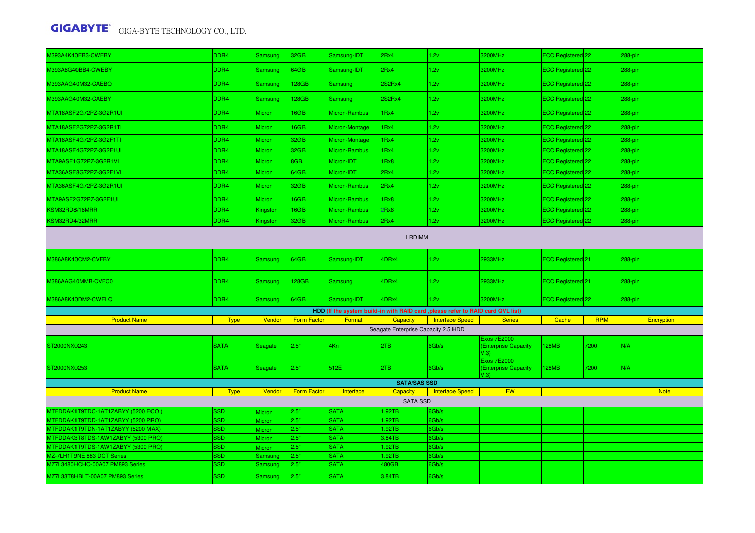| | | | | | | | | | | |
|---|---|---|---|---|---|---|---|---|---|---|
| M393A4K40EB3-CWEBY | DDR4 | Samsung | 32GB | Samsung-IDT | 2Rx4 | 1.2v | 3200MHz | ECC Registered | 22 | 288-pin |
| M393A8G40BB4-CWEBY | DDR4 | Samsung | 64GB | Samsung-IDT | 2Rx4 | 1.2v | 3200MHz | ECC Registered | 22 | 288-pin |
| M393AAG40M32-CAEBQ | DDR4 | Samsung | 128GB | Samsung | 2S2Rx4 | 1.2v | 3200MHz | ECC Registered | 22 | 288-pin |
| M393AAG40M32-CAEBY | DDR4 | Samsung | 128GB | Samsung | 2S2Rx4 | 1.2v | 3200MHz | ECC Registered | 22 | 288-pin |
| MTA18ASF2G72PZ-3G2R1UI | DDR4 | Micron | 16GB | Micron-Rambus | 1Rx4 | 1.2v | 3200MHz | ECC Registered | 22 | 288-pin |
| MTA18ASF2G72PZ-3G2R1TI | DDR4 | Micron | 16GB | Micron-Montage | 1Rx4 | 1.2v | 3200MHz | ECC Registered | 22 | 288-pin |
| MTA18ASF4G72PZ-3G2F1TI | DDR4 | Micron | 32GB | Micron-Montage | 1Rx4 | 1.2v | 3200MHz | ECC Registered | 22 | 288-pin |
| MTA18ASF4G72PZ-3G2F1UI | DDR4 | Micron | 32GB | Micron-Rambus | 1Rx4 | 1.2v | 3200MHz | ECC Registered | 22 | 288-pin |
| MTA9ASF1G72PZ-3G2R1VI | DDR4 | Micron | 8GB | Micron-IDT | 1Rx8 | 1.2v | 3200MHz | ECC Registered | 22 | 288-pin |
| MTA36ASF8G72PZ-3G2F1VI | DDR4 | Micron | 64GB | Micron-IDT | 2Rx4 | 1.2v | 3200MHz | ECC Registered | 22 | 288-pin |
| MTA36ASF4G72PZ-3G2R1UI | DDR4 | Micron | 32GB | Micron-Rambus | 2Rx4 | 1.2v | 3200MHz | ECC Registered | 22 | 288-pin |
| MTA9ASF2G72PZ-3G2F1UI | DDR4 | Micron | 16GB | Micron-Rambus | 1Rx8 | 1.2v | 3200MHz | ECC Registered | 22 | 288-pin |
| KSM32RD8/16MRR | DDR4 | Kingston | 16GB | Micron-Rambus | 2Rx8 | 1.2v | 3200MHz | ECC Registered | 22 | 288-pin |
| KSM32RD4/32MRR | DDR4 | Kingston | 32GB | Micron-Rambus | 2Rx4 | 1.2v | 3200MHz | ECC Registered | 22 | 288-pin |
| LRDIMM | | | | | | | | | | |
| M386A8K40CM2-CVFBY | DDR4 | Samsung | 64GB | Samsung-IDT | 4DRx4 | 1.2v | 2933MHz | ECC Registered | 21 | 288-pin |
| M386AAG40MMB-CVFC0 | DDR4 | Samsung | 128GB | Samsung | 4DRx4 | 1.2v | 2933MHz | ECC Registered | 21 | 288-pin |
| M386A8K40DM2-CWELQ | DDR4 | Samsung | 64GB | Samsung-IDT | 4DRx4 | 1.2v | 3200MHz | ECC Registered | 22 | 288-pin |

**HDD (If the system build-in with RAID card ,please refer to RAID card QVL list)**

| Product Name | Type | Vendor | Form Factor | Format | Capacity | Interface Speed | Series | Cache | RPM | Encryption |
|---|---|---|---|---|---|---|---|---|---|---|
| Seagate Enterprise Capacity 2.5 HDD | | | | | | | | | | |
| ST2000NX0243 | SATA | Seagate | 2.5" | 4Kn | 2TB | 6Gb/s | Exos 7E2000 (Enterprise Capacity V.3) | 128MB | 7200 | N/A |
| ST2000NX0253 | SATA | Seagate | 2.5" | 512E | 2TB | 6Gb/s | Exos 7E2000 (Enterprise Capacity V.3) | 128MB | 7200 | N/A |

**SATA/SAS SSD**

| Product Name | Type | Vendor | Form Factor | Interface | Capacity | Interface Speed | FW | Note |
|---|---|---|---|---|---|---|---|---|
| SATA SSD | | | | | | | | |
| MTFDDAK1T9TDC-1AT1ZABYY (5200 ECO ) | SSD | Micron | 2.5" | SATA | 1.92TB | 6Gb/s | | |
| MTFDDAK1T9TDD-1AT1ZABYY (5200 PRO) | SSD | Micron | 2.5" | SATA | 1.92TB | 6Gb/s | | |
| MTFDDAK1T9TDN-1AT1ZABYY (5200 MAX) | SSD | Micron | 2.5" | SATA | 1.92TB | 6Gb/s | | |
| MTFDDAK3T8TDS-1AW1ZABYY (5300 PRO) | SSD | Micron | 2.5" | SATA | 3.84TB | 6Gb/s | | |
| MTFDDAK1T9TDS-1AW1ZABYY (5300 PRO) | SSD | Micron | 2.5" | SATA | 1.92TB | 6Gb/s | | |
| MZ-7LH1T9NE 883 DCT Series | SSD | Samsung | 2.5" | SATA | 1.92TB | 6Gb/s | | |
| MZ7L3480HCHQ-00A07 PM893 Series | SSD | Samsung | 2.5" | SATA | 480GB | 6Gb/s | | |
| MZ7L33T8HBLT-00A07 PM893 Series | SSD | Samsung | 2.5" | SATA | 3.84TB | 6Gb/s | | |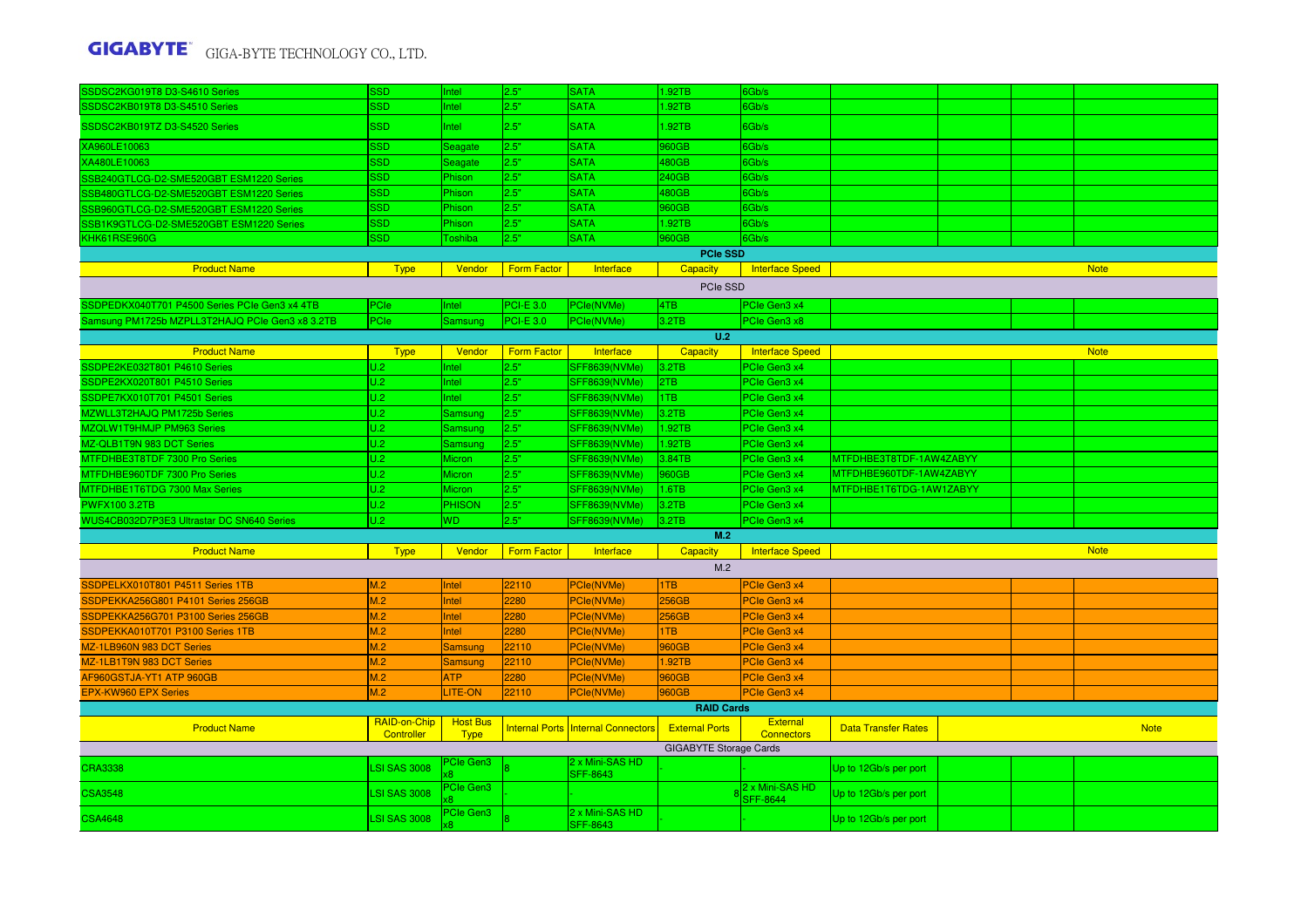| | | | | | | | | | | |
|---|---|---|---|---|---|---|---|---|---|---|
| SSDSC2KG019T8 D3-S4610 Series | SSD | Intel | 2.5" | SATA | 1.92TB | 6Gb/s | | | | |
| SSDSC2KB019T8 D3-S4510 Series | SSD | Intel | 2.5" | SATA | 1.92TB | 6Gb/s | | | | |
| SSDSC2KB019TZ D3-S4520 Series | SSD | Intel | 2.5" | SATA | 1.92TB | 6Gb/s | | | | |
| XA960LE10063 | SSD | Seagate | 2.5" | SATA | 960GB | 6Gb/s | | | | |
| XA480LE10063 | SSD | Seagate | 2.5" | SATA | 480GB | 6Gb/s | | | | |
| SSB240GTLCG-D2-SME520GBT ESM1220 Series | SSD | Phison | 2.5" | SATA | 240GB | 6Gb/s | | | | |
| SSB480GTLCG-D2-SME520GBT ESM1220 Series | SSD | Phison | 2.5" | SATA | 480GB | 6Gb/s | | | | |
| SSB960GTLCG-D2-SME520GBT ESM1220 Series | SSD | Phison | 2.5" | SATA | 960GB | 6Gb/s | | | | |
| SSB1K9GTLCG-D2-SME520GBT ESM1220 Series | SSD | Phison | 2.5" | SATA | 1.92TB | 6Gb/s | | | | |
| KHK61RSE960G | SSD | Toshiba | 2.5" | SATA | 960GB | 6Gb/s | | | | |

**PCIe SSD**

| Product Name | Type | Vendor | Form Factor | Interface | Capacity | Interface Speed | Note |
|---|---|---|---|---|---|---|---|
| PCIe SSD | | | | | | | |
| SSDPEDKX040T701 P4500 Series PCIe Gen3 x4 4TB | PCIe | Intel | PCI-E 3.0 | PCIe(NVMe) | 4TB | PCIe Gen3 x4 | |
| Samsung PM1725b MZPLL3T2HAJQ PCIe Gen3 x8 3.2TB | PCIe | Samsung | PCI-E 3.0 | PCIe(NVMe) | 3.2TB | PCIe Gen3 x8 | |

**U.2**

| Product Name | Type | Vendor | Form Factor | Interface | Capacity | Interface Speed | Note |
|---|---|---|---|---|---|---|---|
| SSDPE2KE032T801 P4610 Series | U.2 | Intel | 2.5" | SFF8639(NVMe) | 3.2TB | PCIe Gen3 x4 | |
| SSDPE2KX020T801 P4510 Series | U.2 | Intel | 2.5" | SFF8639(NVMe) | 2TB | PCIe Gen3 x4 | |
| SSDPE7KX010T701 P4501 Series | U.2 | Intel | 2.5" | SFF8639(NVMe) | 1TB | PCIe Gen3 x4 | |
| MZWLL3T2HAJQ PM1725b Series | U.2 | Samsung | 2.5" | SFF8639(NVMe) | 3.2TB | PCIe Gen3 x4 | |
| MZQLW1T9HMJP PM963 Series | U.2 | Samsung | 2.5" | SFF8639(NVMe) | 1.92TB | PCIe Gen3 x4 | |
| MZ-QLB1T9N 983 DCT Series | U.2 | Samsung | 2.5" | SFF8639(NVMe) | 1.92TB | PCIe Gen3 x4 | |
| MTFDHBE3T8TDF 7300 Pro Series | U.2 | Micron | 2.5" | SFF8639(NVMe) | 3.84TB | PCIe Gen3 x4 | MTFDHBE3T8TDF-1AW4ZABYY |
| MTFDHBE960TDF 7300 Pro Series | U.2 | Micron | 2.5" | SFF8639(NVMe) | 960GB | PCIe Gen3 x4 | MTFDHBE960TDF-1AW4ZABYY |
| MTFDHBE1T6TDG 7300 Max Series | U.2 | Micron | 2.5" | SFF8639(NVMe) | 1.6TB | PCIe Gen3 x4 | MTFDHBE1T6TDG-1AW1ZABYY |
| PWFX100 3.2TB | U.2 | PHISON | 2.5" | SFF8639(NVMe) | 3.2TB | PCIe Gen3 x4 | |
| WUS4CB032D7P3E3 Ultrastar DC SN640 Series | U.2 | WD | 2.5" | SFF8639(NVMe) | 3.2TB | PCIe Gen3 x4 | |

**M.2**

| Product Name | Type | Vendor | Form Factor | Interface | Capacity | Interface Speed | Note |
|---|---|---|---|---|---|---|---|
| M.2 | | | | | | | |
| SSDPELKX010T801 P4511 Series 1TB | M.2 | Intel | 22110 | PCIe(NVMe) | 1TB | PCIe Gen3 x4 | |
| SSDPEKKA256G801 P4101 Series 256GB | M.2 | Intel | 2280 | PCIe(NVMe) | 256GB | PCIe Gen3 x4 | |
| SSDPEKKA256G701 P3100 Series 256GB | M.2 | Intel | 2280 | PCIe(NVMe) | 256GB | PCIe Gen3 x4 | |
| SSDPEKKA010T701 P3100 Series 1TB | M.2 | Intel | 2280 | PCIe(NVMe) | 1TB | PCIe Gen3 x4 | |
| MZ-1LB960N 983 DCT Series | M.2 | Samsung | 22110 | PCIe(NVMe) | 960GB | PCIe Gen3 x4 | |
| MZ-1LB1T9N 983 DCT Series | M.2 | Samsung | 22110 | PCIe(NVMe) | 1.92TB | PCIe Gen3 x4 | |
| AF960GSTJA-YT1 ATP 960GB | M.2 | ATP | 2280 | PCIe(NVMe) | 960GB | PCIe Gen3 x4 | |
| EPX-KW960 EPX Series | M.2 | LITE-ON | 22110 | PCIe(NVMe) | 960GB | PCIe Gen3 x4 | |

**RAID Cards**

| Product Name | RAID-on-Chip Controller | Host Bus Type | Internal Ports | Internal Connectors | External Ports | External Connectors | Data Transfer Rates | Note |
|---|---|---|---|---|---|---|---|---|
| GIGABYTE Storage Cards | | | | | | | | |
| CRA3338 | LSI SAS 3008 | PCIe Gen3 x8 | 8 | 2 x Mini-SAS HD SFF-8643 | - | - | Up to 12Gb/s per port | |
| CSA3548 | LSI SAS 3008 | PCIe Gen3 x8 | - | - | 8 | 2 x Mini-SAS HD SFF-8644 | Up to 12Gb/s per port | |
| CSA4648 | LSI SAS 3008 | PCIe Gen3 x8 | 8 | 2 x Mini-SAS HD SFF-8643 | - | - | Up to 12Gb/s per port | |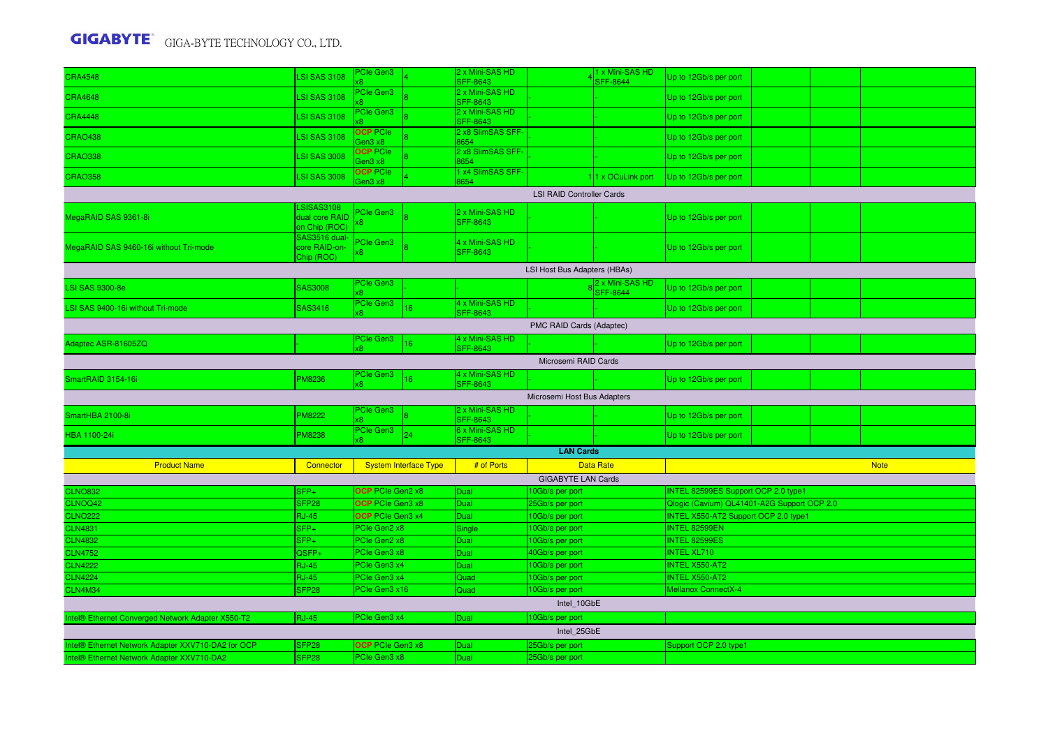| | | | | | | | | | | | |
|---|---|---|---|---|---|---|---|---|---|---|---|
| CRA4548 | LSI SAS 3108 | PCIe Gen3 x8 | 4 | 2 x Mini-SAS HD SFF-8643 | 4 | 1 x Mini-SAS HD SFF-8644 | Up to 12Gb/s per port | | | |
| CRA4648 | LSI SAS 3108 | PCIe Gen3 x8 | 8 | 2 x Mini-SAS HD SFF-8643 | - | - | Up to 12Gb/s per port | | | |
| CRA4448 | LSI SAS 3108 | PCIe Gen3 x8 | 8 | 2 x Mini-SAS HD SFF-8643 | - | - | Up to 12Gb/s per port | | | |
| CRAO438 | LSI SAS 3108 | OCP PCIe Gen3 x8 | 8 | 2 x8 SlimSAS SFF-8654 | - | - | Up to 12Gb/s per port | | | |
| CRAO338 | LSI SAS 3008 | OCP PCIe Gen3 x8 | 8 | 2 x8 SlimSAS SFF-8654 | - | - | Up to 12Gb/s per port | | | |
| CRAO358 | LSI SAS 3008 | OCP PCIe Gen3 x8 | 4 | 1 x4 SlimSAS SFF-8654 | 1 | 1 x OCuLink port | Up to 12Gb/s per port | | | |
| LSI RAID Controller Cards | | | | | | | | | | |
| MegaRAID SAS 9361-8i | LSISAS3108 dual core RAID on Chip (ROC) | PCIe Gen3 x8 | 8 | 2 x Mini-SAS HD SFF-8643 | - | - | Up to 12Gb/s per port | | | |
| MegaRAID SAS 9460-16i without Tri-mode | SAS3516 dual-core RAID-on-Chip (ROC) | PCIe Gen3 x8 | 8 | 4 x Mini-SAS HD SFF-8643 | - | - | Up to 12Gb/s per port | | | |
| LSI Host Bus Adapters (HBAs) | | | | | | | | | | |
| LSI SAS 9300-8e | SAS3008 | PCIe Gen3 x8 | - | - | 8 | 2 x Mini-SAS HD SFF-8644 | Up to 12Gb/s per port | | | |
| LSI SAS 9400-16i without Tri-mode | SAS3416 | PCIe Gen3 x8 | 16 | 4 x Mini-SAS HD SFF-8643 | - | - | Up to 12Gb/s per port | | | |
| PMC RAID Cards (Adaptec) | | | | | | | | | | |
| Adaptec ASR-81605ZQ | - | PCIe Gen3 x8 | 16 | 4 x Mini-SAS HD SFF-8643 | - | - | Up to 12Gb/s per port | | | |
| Microsemi RAID Cards | | | | | | | | | | |
| SmartRAID 3154-16i | PM8236 | PCIe Gen3 x8 | 16 | 4 x Mini-SAS HD SFF-8643 | - | - | Up to 12Gb/s per port | | | |
| Microsemi Host Bus Adapters | | | | | | | | | | |
| SmartHBA 2100-8i | PM8222 | PCIe Gen3 x8 | 8 | 2 x Mini-SAS HD SFF-8643 | - | - | Up to 12Gb/s per port | | | |
| HBA 1100-24i | PM8238 | PCIe Gen3 x8 | 24 | 6 x Mini-SAS HD SFF-8643 | - | - | Up to 12Gb/s per port | | | |

**LAN Cards**

| Product Name | Connector | System Interface Type | # of Ports | Data Rate | Note |
|---|---|---|---|---|---|
| GIGABYTE LAN Cards | | | | | |
| CLNO832 | SFP+ | OCP PCIe Gen2 x8 | Dual | 10Gb/s per port | INTEL 82599ES Support OCP 2.0 type1 |
| CLNOQ42 | SFP28 | OCP PCIe Gen3 x8 | Dual | 25Gb/s per port | Qlogic (Cavium) QL41401-A2G Support OCP 2.0 |
| CLNO222 | RJ-45 | OCP PCIe Gen3 x4 | Dual | 10Gb/s per port | INTEL X550-AT2 Support OCP 2.0 type1 |
| CLN4831 | SFP+ | PCIe Gen2 x8 | Single | 10Gb/s per port | INTEL 82599EN |
| CLN4832 | SFP+ | PCIe Gen2 x8 | Dual | 10Gb/s per port | INTEL 82599ES |
| CLN4752 | QSFP+ | PCIe Gen3 x8 | Dual | 40Gb/s per port | INTEL XL710 |
| CLN4222 | RJ-45 | PCIe Gen3 x4 | Dual | 10Gb/s per port | INTEL X550-AT2 |
| CLN4224 | RJ-45 | PCIe Gen3 x4 | Quad | 10Gb/s per port | INTEL X550-AT2 |
| CLN4M34 | SFP28 | PCIe Gen3 x16 | Quad | 10Gb/s per port | Mellanox ConnectX-4 |
| Intel_10GbE | | | | | |
| Intel® Ethernet Converged Network Adapter X550-T2 | RJ-45 | PCIe Gen3 x4 | Dual | 10Gb/s per port | |
| Intel_25GbE | | | | | |
| Intel® Ethernet Network Adapter XXV710-DA2 for OCP | SFP28 | OCP PCIe Gen3 x8 | Dual | 25Gb/s per port | Support OCP 2.0 type1 |
| Intel® Ethernet Network Adapter XXV710-DA2 | SFP28 | PCIe Gen3 x8 | Dual | 25Gb/s per port | |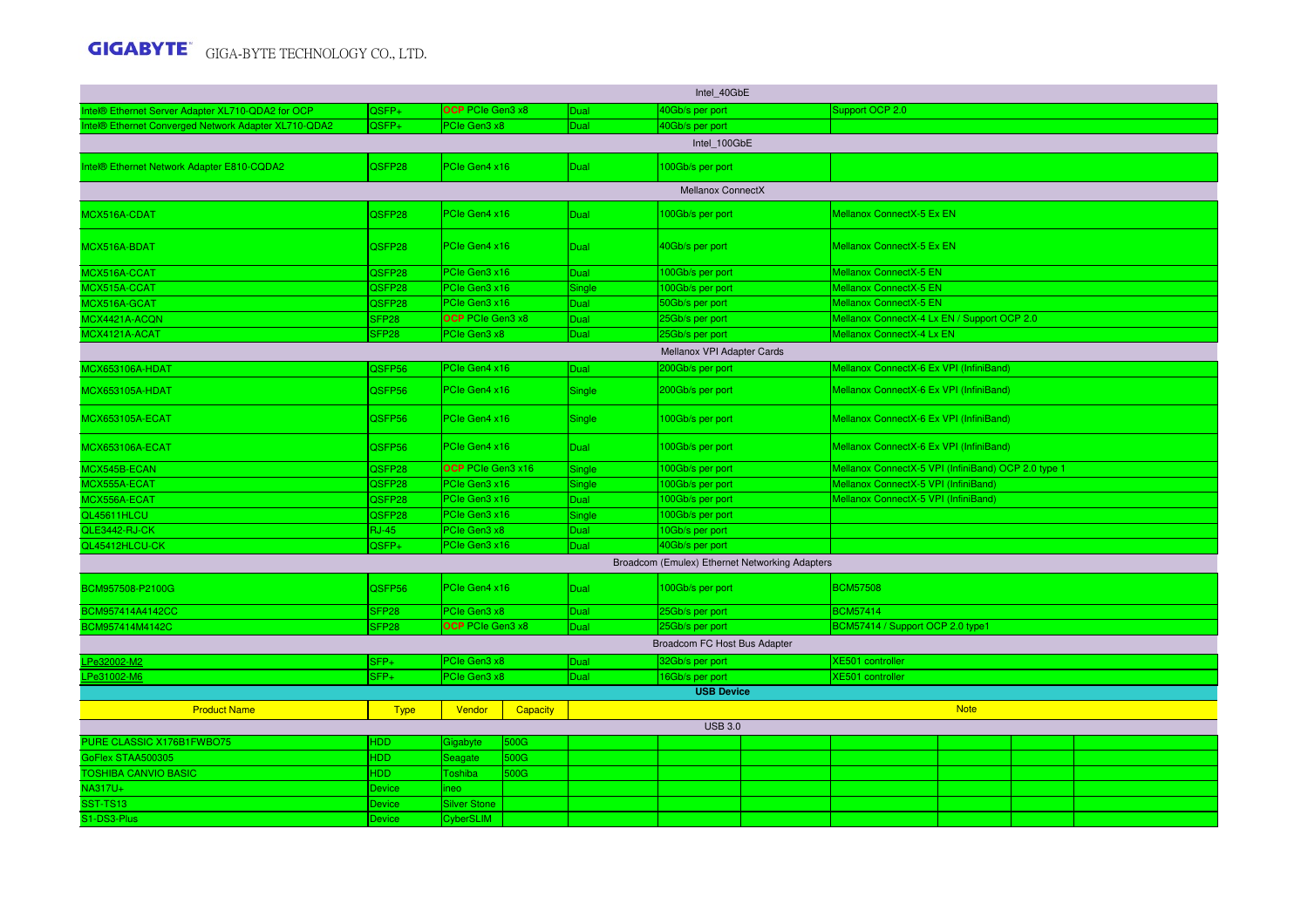| | | | | | |
|---|---|---|---|---|---|
| **Intel_40GbE** | | | | | |
| Intel® Ethernet Server Adapter XL710-QDA2 for OCP | QSFP+ | OCP PCIe Gen3 x8 | Dual | 40Gb/s per port | Support OCP 2.0 |
| Intel® Ethernet Converged Network Adapter XL710-QDA2 | QSFP+ | PCIe Gen3 x8 | Dual | 40Gb/s per port | |
| **Intel_100GbE** | | | | | |
| Intel® Ethernet Network Adapter E810-CQDA2 | QSFP28 | PCIe Gen4 x16 | Dual | 100Gb/s per port | |
| **Mellanox ConnectX** | | | | | |
| MCX516A-CDAT | QSFP28 | PCIe Gen4 x16 | Dual | 100Gb/s per port | Mellanox ConnectX-5 Ex EN |
| MCX516A-BDAT | QSFP28 | PCIe Gen4 x16 | Dual | 40Gb/s per port | Mellanox ConnectX-5 Ex EN |
| MCX516A-CCAT | QSFP28 | PCIe Gen3 x16 | Dual | 100Gb/s per port | Mellanox ConnectX-5 EN |
| MCX515A-CCAT | QSFP28 | PCIe Gen3 x16 | Single | 100Gb/s per port | Mellanox ConnectX-5 EN |
| MCX516A-GCAT | QSFP28 | PCIe Gen3 x16 | Dual | 50Gb/s per port | Mellanox ConnectX-5 EN |
| MCX4421A-ACQN | SFP28 | OCP PCIe Gen3 x8 | Dual | 25Gb/s per port | Mellanox ConnectX-4 Lx EN / Support OCP 2.0 |
| MCX4121A-ACAT | SFP28 | PCIe Gen3 x8 | Dual | 25Gb/s per port | Mellanox ConnectX-4 Lx EN |
| **Mellanox VPI Adapter Cards** | | | | | |
| MCX653106A-HDAT | QSFP56 | PCIe Gen4 x16 | Dual | 200Gb/s per port | Mellanox ConnectX-6 Ex VPI (InfiniBand) |
| MCX653105A-HDAT | QSFP56 | PCIe Gen4 x16 | Single | 200Gb/s per port | Mellanox ConnectX-6 Ex VPI (InfiniBand) |
| MCX653105A-ECAT | QSFP56 | PCIe Gen4 x16 | Single | 100Gb/s per port | Mellanox ConnectX-6 Ex VPI (InfiniBand) |
| MCX653106A-ECAT | QSFP56 | PCIe Gen4 x16 | Dual | 100Gb/s per port | Mellanox ConnectX-6 Ex VPI (InfiniBand) |
| MCX545B-ECAN | QSFP28 | OCP PCIe Gen3 x16 | Single | 100Gb/s per port | Mellanox ConnectX-5 VPI (InfiniBand) OCP 2.0 type 1 |
| MCX555A-ECAT | QSFP28 | PCIe Gen3 x16 | Single | 100Gb/s per port | Mellanox ConnectX-5 VPI (InfiniBand) |
| MCX556A-ECAT | QSFP28 | PCIe Gen3 x16 | Dual | 100Gb/s per port | Mellanox ConnectX-5 VPI (InfiniBand) |
| QL45611HLCU | QSFP28 | PCIe Gen3 x16 | Single | 100Gb/s per port | |
| QLE3442-RJ-CK | RJ-45 | PCIe Gen3 x8 | Dual | 10Gb/s per port | |
| QL45412HLCU-CK | QSFP+ | PCIe Gen3 x16 | Dual | 40Gb/s per port | |
| **Broadcom (Emulex) Ethernet Networking Adapters** | | | | | |
| BCM957508-P2100G | QSFP56 | PCIe Gen4 x16 | Dual | 100Gb/s per port | BCM57508 |
| BCM957414A4142CC | SFP28 | PCIe Gen3 x8 | Dual | 25Gb/s per port | BCM57414 |
| BCM957414M4142C | SFP28 | OCP PCIe Gen3 x8 | Dual | 25Gb/s per port | BCM57414 / Support OCP 2.0 type1 |
| **Broadcom FC Host Bus Adapter** | | | | | |
| LPe32002-M2 | SFP+ | PCIe Gen3 x8 | Dual | 32Gb/s per port | XE501 controller |
| LPe31002-M6 | SFP+ | PCIe Gen3 x8 | Dual | 16Gb/s per port | XE501 controller |

**USB Device**

| Product Name | Type | Vendor | Capacity | Note |
|---|---|---|---|---|
| **USB 3.0** | | | | |
| PURE CLASSIC X176B1FWBO75 | HDD | Gigabyte | 500G | |
| GoFlex STAA500305 | HDD | Seagate | 500G | |
| TOSHIBA CANVIO BASIC | HDD | Toshiba | 500G | |
| NA317U+ | Device | ineo | | |
| SST-TS13 | Device | Silver Stone | | |
| S1-DS3-Plus | Device | CyberSLIM | | |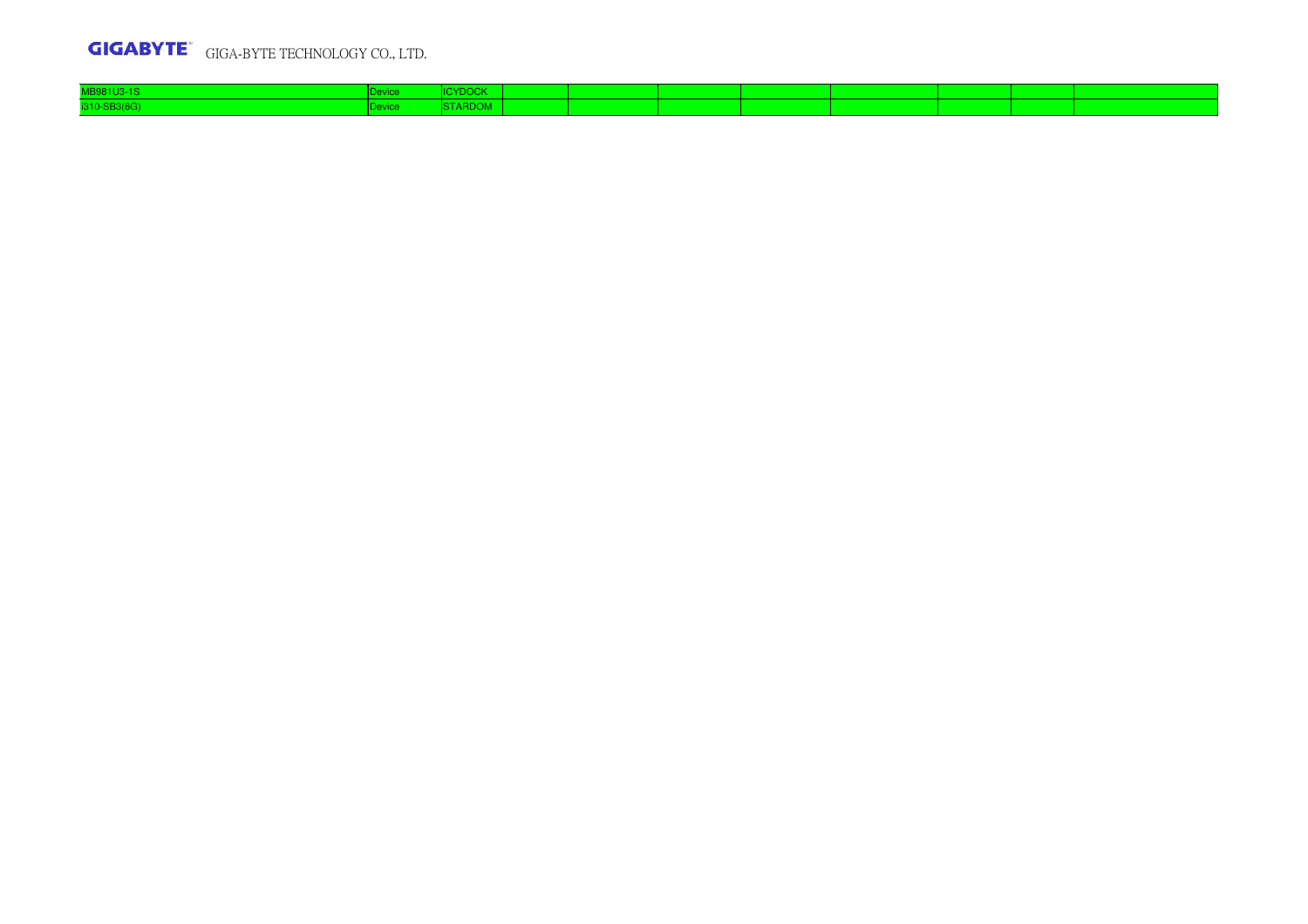| | | | | | | | | | | |
|---|---|---|---|---|---|---|---|---|---|---|
| MB981U3-1S | Device | ICYDOCK | | | | | | | | |
| i310-SB3(6G) | Device | STARDOM | | | | | | | | |